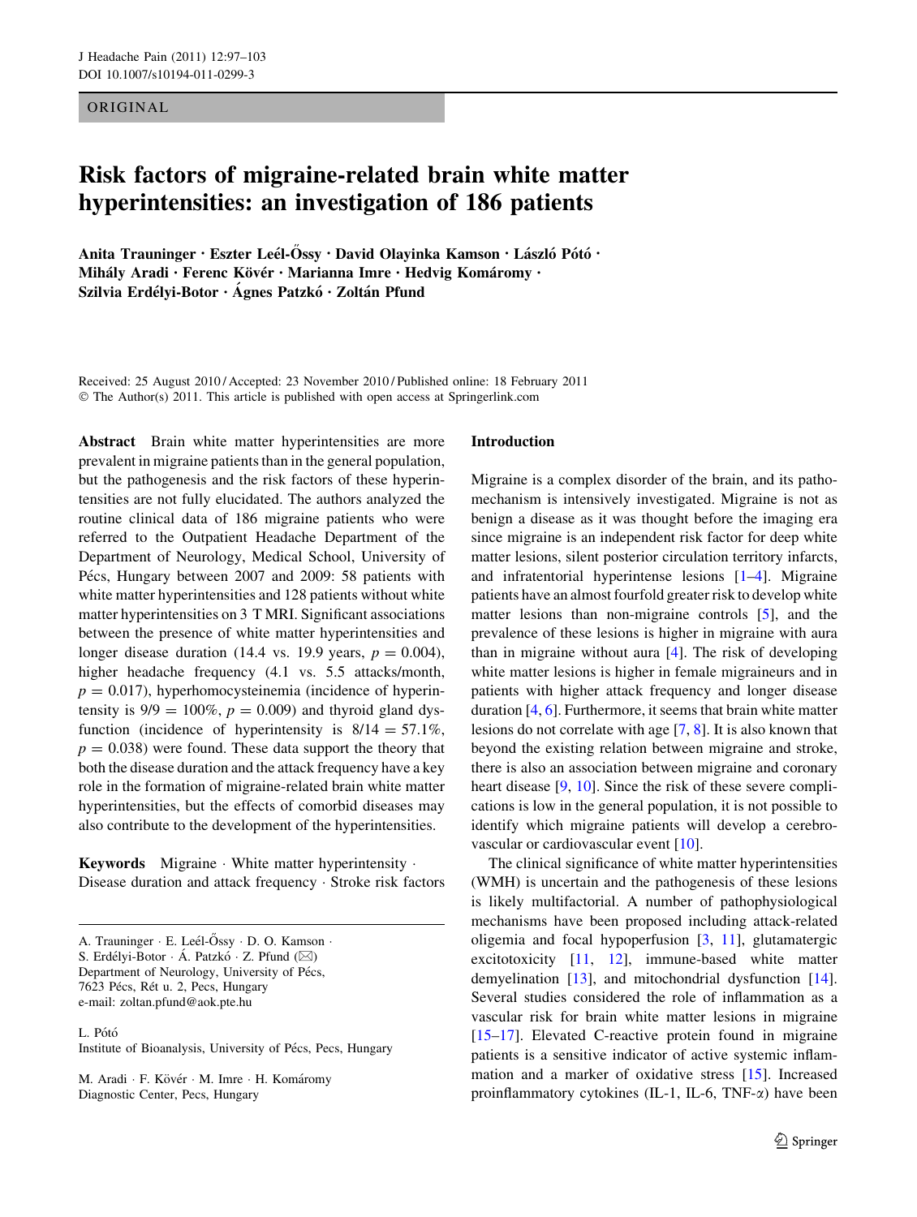ORIGINAL

# Risk factors of migraine-related brain white matter hyperintensities: an investigation of 186 patients

**Anita Trauninger · Eszter Leél-Őssy · David Olayinka Kamson · László Pótó · Mihály Aradi · Ferenc Kövér · Marianna Imre · Hedvig Komáromy · Szilvia Erdélyi-Botor · Ágnes Patzkó · Zoltán Pfund**

Received: 25 August 2010 / Accepted: 23 November 2010 / Published online: 18 February 2011
© The Author(s) 2011. This article is published with open access at Springerlink.com

**Abstract** Brain white matter hyperintensities are more prevalent in migraine patients than in the general population, but the pathogenesis and the risk factors of these hyperintensities are not fully elucidated. The authors analyzed the routine clinical data of 186 migraine patients who were referred to the Outpatient Headache Department of the Department of Neurology, Medical School, University of Pécs, Hungary between 2007 and 2009: 58 patients with white matter hyperintensities and 128 patients without white matter hyperintensities on 3 T MRI. Significant associations between the presence of white matter hyperintensities and longer disease duration (14.4 vs. 19.9 years, $p = 0.004$), higher headache frequency (4.1 vs. 5.5 attacks/month, $p = 0.017$), hyperhomocysteinemia (incidence of hyperintensity is $9/9 = 100\%$, $p = 0.009$) and thyroid gland dysfunction (incidence of hyperintensity is $8/14 = 57.1\%$, $p = 0.038$) were found. These data support the theory that both the disease duration and the attack frequency have a key role in the formation of migraine-related brain white matter hyperintensities, but the effects of comorbid diseases may also contribute to the development of the hyperintensities.

**Keywords** Migraine · White matter hyperintensity · Disease duration and attack frequency · Stroke risk factors

A. Trauninger · E. Leél-Őssy · D. O. Kamson · S. Erdélyi-Botor · Á. Patzkó · Z. Pfund (✉)
Department of Neurology, University of Pécs, 7623 Pécs, Rét u. 2, Pecs, Hungary
e-mail: zoltan.pfund@aok.pte.hu

L. Pótó
Institute of Bioanalysis, University of Pécs, Pecs, Hungary

M. Aradi · F. Kövér · M. Imre · H. Komáromy
Diagnostic Center, Pecs, Hungary

## Introduction

Migraine is a complex disorder of the brain, and its pathomechanism is intensively investigated. Migraine is not as benign a disease as it was thought before the imaging era since migraine is an independent risk factor for deep white matter lesions, silent posterior circulation territory infarcts, and infratentorial hyperintense lesions [1–4]. Migraine patients have an almost fourfold greater risk to develop white matter lesions than non-migraine controls [5], and the prevalence of these lesions is higher in migraine with aura than in migraine without aura [4]. The risk of developing white matter lesions is higher in female migraineurs and in patients with higher attack frequency and longer disease duration [4, 6]. Furthermore, it seems that brain white matter lesions do not correlate with age [7, 8]. It is also known that beyond the existing relation between migraine and stroke, there is also an association between migraine and coronary heart disease [9, 10]. Since the risk of these severe complications is low in the general population, it is not possible to identify which migraine patients will develop a cerebrovascular or cardiovascular event [10].

The clinical significance of white matter hyperintensities (WMH) is uncertain and the pathogenesis of these lesions is likely multifactorial. A number of pathophysiological mechanisms have been proposed including attack-related oligemia and focal hypoperfusion [3, 11], glutamatergic excitotoxicity [11, 12], immune-based white matter demyelination [13], and mitochondrial dysfunction [14]. Several studies considered the role of inflammation as a vascular risk for brain white matter lesions in migraine [15–17]. Elevated C-reactive protein found in migraine patients is a sensitive indicator of active systemic inflammation and a marker of oxidative stress [15]. Increased proinflammatory cytokines (IL-1, IL-6, TNF-α) have been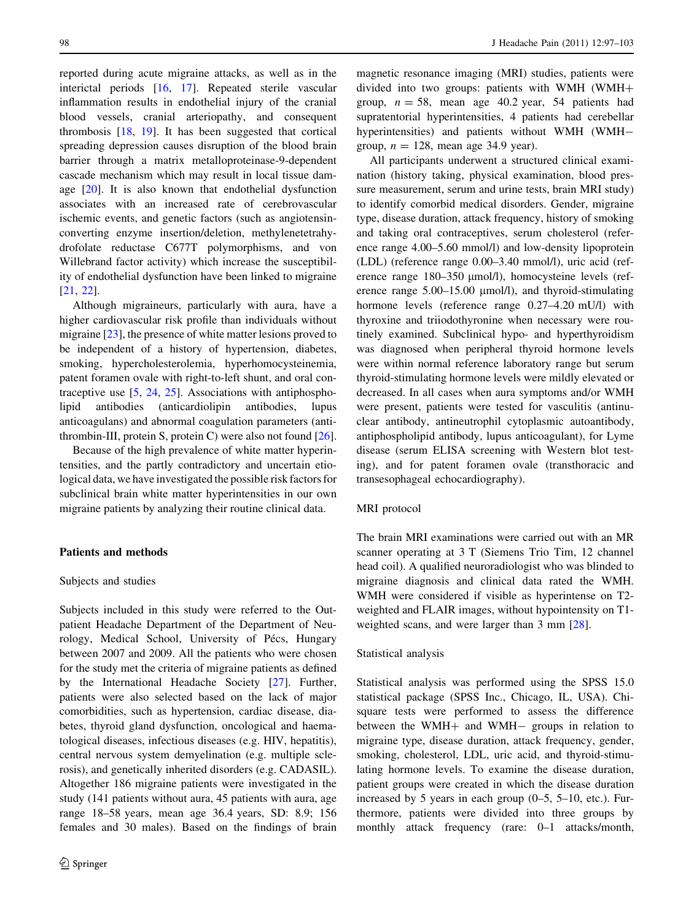reported during acute migraine attacks, as well as in the interictal periods [16, 17]. Repeated sterile vascular inflammation results in endothelial injury of the cranial blood vessels, cranial arteriopathy, and consequent thrombosis [18, 19]. It has been suggested that cortical spreading depression causes disruption of the blood brain barrier through a matrix metalloproteinase-9-dependent cascade mechanism which may result in local tissue damage [20]. It is also known that endothelial dysfunction associates with an increased rate of cerebrovascular ischemic events, and genetic factors (such as angiotensin-converting enzyme insertion/deletion, methylenetetrahydrofolate reductase C677T polymorphisms, and von Willebrand factor activity) which increase the susceptibility of endothelial dysfunction have been linked to migraine [21, 22].

Although migraineurs, particularly with aura, have a higher cardiovascular risk profile than individuals without migraine [23], the presence of white matter lesions proved to be independent of a history of hypertension, diabetes, smoking, hypercholesterolemia, hyperhomocysteinemia, patent foramen ovale with right-to-left shunt, and oral contraceptive use [5, 24, 25]. Associations with antiphospholipid antibodies (anticardiolipin antibodies, lupus anticoagulans) and abnormal coagulation parameters (antithrombin-III, protein S, protein C) were also not found [26].

Because of the high prevalence of white matter hyperintensities, and the partly contradictory and uncertain etiological data, we have investigated the possible risk factors for subclinical brain white matter hyperintensities in our own migraine patients by analyzing their routine clinical data.

## Patients and methods

### Subjects and studies

Subjects included in this study were referred to the Outpatient Headache Department of the Department of Neurology, Medical School, University of Pécs, Hungary between 2007 and 2009. All the patients who were chosen for the study met the criteria of migraine patients as defined by the International Headache Society [27]. Further, patients were also selected based on the lack of major comorbidities, such as hypertension, cardiac disease, diabetes, thyroid gland dysfunction, oncological and haematological diseases, infectious diseases (e.g. HIV, hepatitis), central nervous system demyelination (e.g. multiple sclerosis), and genetically inherited disorders (e.g. CADASIL). Altogether 186 migraine patients were investigated in the study (141 patients without aura, 45 patients with aura, age range 18–58 years, mean age 36.4 years, SD: 8.9; 156 females and 30 males). Based on the findings of brain magnetic resonance imaging (MRI) studies, patients were divided into two groups: patients with WMH (WMH+ group, $n = 58$, mean age 40.2 year, 54 patients had supratentorial hyperintensities, 4 patients had cerebellar hyperintensities) and patients without WMH (WMH− group, $n = 128$, mean age 34.9 year).

All participants underwent a structured clinical examination (history taking, physical examination, blood pressure measurement, serum and urine tests, brain MRI study) to identify comorbid medical disorders. Gender, migraine type, disease duration, attack frequency, history of smoking and taking oral contraceptives, serum cholesterol (reference range 4.00–5.60 mmol/l) and low-density lipoprotein (LDL) (reference range 0.00–3.40 mmol/l), uric acid (reference range 180–350 μmol/l), homocysteine levels (reference range 5.00–15.00 μmol/l), and thyroid-stimulating hormone levels (reference range 0.27–4.20 mU/l) with thyroxine and triiodothyronine when necessary were routinely examined. Subclinical hypo- and hyperthyroidism was diagnosed when peripheral thyroid hormone levels were within normal reference laboratory range but serum thyroid-stimulating hormone levels were mildly elevated or decreased. In all cases when aura symptoms and/or WMH were present, patients were tested for vasculitis (antinuclear antibody, antineutrophil cytoplasmic autoantibody, antiphospholipid antibody, lupus anticoagulant), for Lyme disease (serum ELISA screening with Western blot testing), and for patent foramen ovale (transthoracic and transesophageal echocardiography).

### MRI protocol

The brain MRI examinations were carried out with an MR scanner operating at 3 T (Siemens Trio Tim, 12 channel head coil). A qualified neuroradiologist who was blinded to migraine diagnosis and clinical data rated the WMH. WMH were considered if visible as hyperintense on T2-weighted and FLAIR images, without hypointensity on T1-weighted scans, and were larger than 3 mm [28].

### Statistical analysis

Statistical analysis was performed using the SPSS 15.0 statistical package (SPSS Inc., Chicago, IL, USA). Chi-square tests were performed to assess the difference between the WMH+ and WMH− groups in relation to migraine type, disease duration, attack frequency, gender, smoking, cholesterol, LDL, uric acid, and thyroid-stimulating hormone levels. To examine the disease duration, patient groups were created in which the disease duration increased by 5 years in each group (0–5, 5–10, etc.). Furthermore, patients were divided into three groups by monthly attack frequency (rare: 0–1 attacks/month,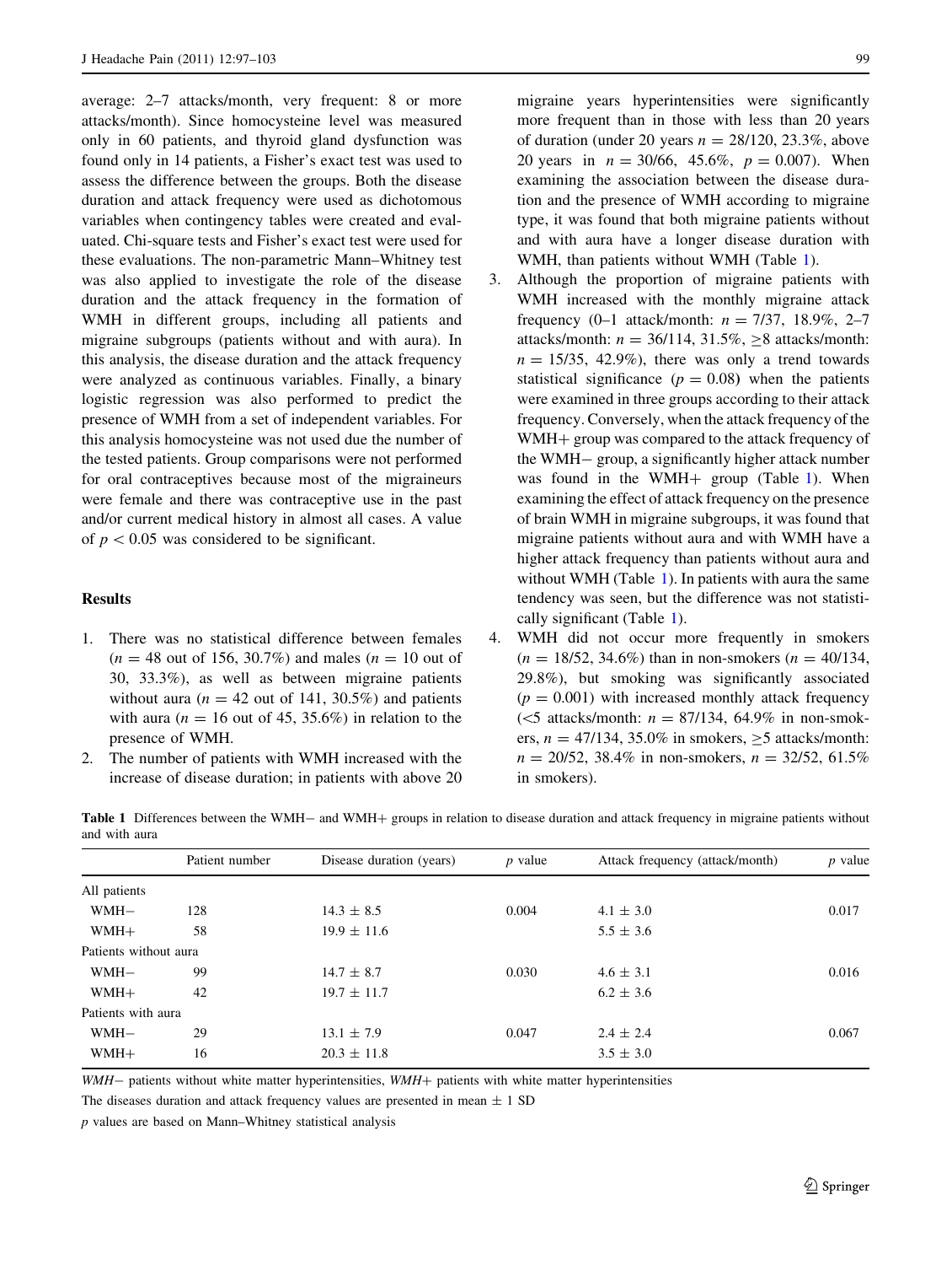average: 2–7 attacks/month, very frequent: 8 or more attacks/month). Since homocysteine level was measured only in 60 patients, and thyroid gland dysfunction was found only in 14 patients, a Fisher's exact test was used to assess the difference between the groups. Both the disease duration and attack frequency were used as dichotomous variables when contingency tables were created and evaluated. Chi-square tests and Fisher's exact test were used for these evaluations. The non-parametric Mann–Whitney test was also applied to investigate the role of the disease duration and the attack frequency in the formation of WMH in different groups, including all patients and migraine subgroups (patients without and with aura). In this analysis, the disease duration and the attack frequency were analyzed as continuous variables. Finally, a binary logistic regression was also performed to predict the presence of WMH from a set of independent variables. For this analysis homocysteine was not used due the number of the tested patients. Group comparisons were not performed for oral contraceptives because most of the migraineurs were female and there was contraceptive use in the past and/or current medical history in almost all cases. A value of $p < 0.05$ was considered to be significant.

## Results

1. There was no statistical difference between females ($n = 48$ out of 156, 30.7%) and males ($n = 10$ out of 30, 33.3%), as well as between migraine patients without aura ($n = 42$ out of 141, 30.5%) and patients with aura ($n = 16$ out of 45, 35.6%) in relation to the presence of WMH.
2. The number of patients with WMH increased with the increase of disease duration; in patients with above 20 migraine years hyperintensities were significantly more frequent than in those with less than 20 years of duration (under 20 years $n = 28/120$, 23.3%, above 20 years in $n = 30/66$, 45.6%, $p = 0.007$). When examining the association between the disease duration and the presence of WMH according to migraine type, it was found that both migraine patients without and with aura have a longer disease duration with WMH, than patients without WMH (Table 1).
3. Although the proportion of migraine patients with WMH increased with the monthly migraine attack frequency (0–1 attack/month: $n = 7/37$, 18.9%, 2–7 attacks/month: $n = 36/114$, 31.5%, $\geq 8$ attacks/month: $n = 15/35$, 42.9%), there was only a trend towards statistical significance ($p = 0.08$) when the patients were examined in three groups according to their attack frequency. Conversely, when the attack frequency of the WMH+ group was compared to the attack frequency of the WMH− group, a significantly higher attack number was found in the WMH+ group (Table 1). When examining the effect of attack frequency on the presence of brain WMH in migraine subgroups, it was found that migraine patients without aura and with WMH have a higher attack frequency than patients without aura and without WMH (Table 1). In patients with aura the same tendency was seen, but the difference was not statistically significant (Table 1).
4. WMH did not occur more frequently in smokers ($n = 18/52$, 34.6%) than in non-smokers ($n = 40/134$, 29.8%), but smoking was significantly associated ($p = 0.001$) with increased monthly attack frequency (<5 attacks/month: $n = 87/134$, 64.9% in non-smokers, $n = 47/134$, 35.0% in smokers, $\geq 5$ attacks/month: $n = 20/52$, 38.4% in non-smokers, $n = 32/52$, 61.5% in smokers).

**Table 1** Differences between the WMH− and WMH+ groups in relation to disease duration and attack frequency in migraine patients without and with aura

| | Patient number | Disease duration (years) | $p$ value | Attack frequency (attack/month) | $p$ value |
|---|---|---|---|---|---|
| All patients | | | | | |
| WMH− | 128 | 14.3 ± 8.5 | 0.004 | 4.1 ± 3.0 | 0.017 |
| WMH+ | 58 | 19.9 ± 11.6 | | 5.5 ± 3.6 | |
| Patients without aura | | | | | |
| WMH− | 99 | 14.7 ± 8.7 | 0.030 | 4.6 ± 3.1 | 0.016 |
| WMH+ | 42 | 19.7 ± 11.7 | | 6.2 ± 3.6 | |
| Patients with aura | | | | | |
| WMH− | 29 | 13.1 ± 7.9 | 0.047 | 2.4 ± 2.4 | 0.067 |
| WMH+ | 16 | 20.3 ± 11.8 | | 3.5 ± 3.0 | |

*WMH−* patients without white matter hyperintensities, *WMH+* patients with white matter hyperintensities

The diseases duration and attack frequency values are presented in mean ± 1 SD

$p$ values are based on Mann–Whitney statistical analysis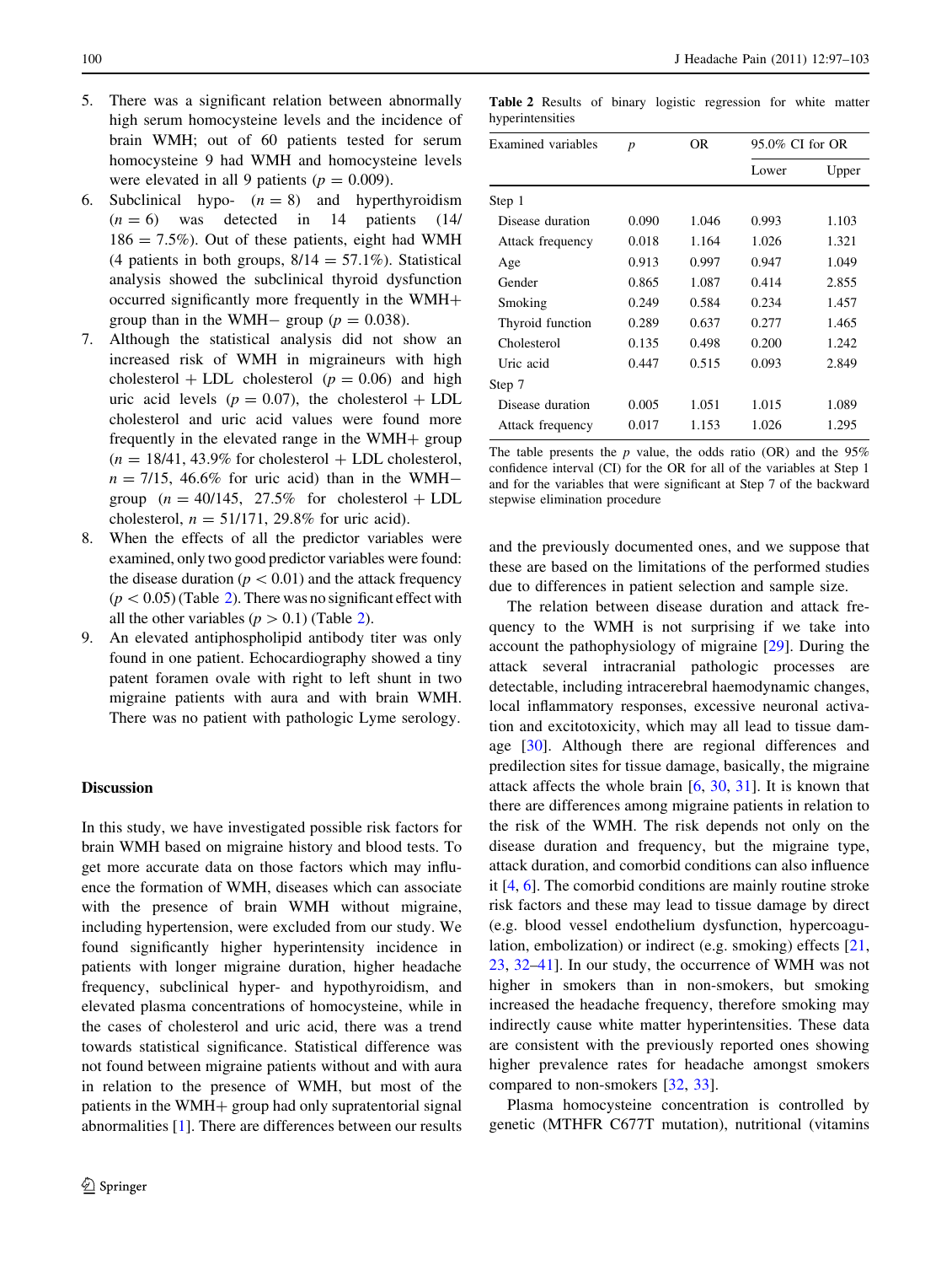5. There was a significant relation between abnormally high serum homocysteine levels and the incidence of brain WMH; out of 60 patients tested for serum homocysteine 9 had WMH and homocysteine levels were elevated in all 9 patients ($p = 0.009$).
6. Subclinical hypo- ($n = 8$) and hyperthyroidism ($n = 6$) was detected in 14 patients (14/186 = 7.5%). Out of these patients, eight had WMH (4 patients in both groups, 8/14 = 57.1%). Statistical analysis showed the subclinical thyroid dysfunction occurred significantly more frequently in the WMH+ group than in the WMH− group ($p = 0.038$).
7. Although the statistical analysis did not show an increased risk of WMH in migraineurs with high cholesterol + LDL cholesterol ($p = 0.06$) and high uric acid levels ($p = 0.07$), the cholesterol + LDL cholesterol and uric acid values were found more frequently in the elevated range in the WMH+ group ($n = 18/41$, 43.9% for cholesterol + LDL cholesterol, $n = 7/15$, 46.6% for uric acid) than in the WMH− group ($n = 40/145$, 27.5% for cholesterol + LDL cholesterol, $n = 51/171$, 29.8% for uric acid).
8. When the effects of all the predictor variables were examined, only two good predictor variables were found: the disease duration ($p < 0.01$) and the attack frequency ($p < 0.05$) (Table 2). There was no significant effect with all the other variables ($p > 0.1$) (Table 2).
9. An elevated antiphospholipid antibody titer was only found in one patient. Echocardiography showed a tiny patent foramen ovale with right to left shunt in two migraine patients with aura and with brain WMH. There was no patient with pathologic Lyme serology.

**Table 2** Results of binary logistic regression for white matter hyperintensities

| Examined variables | $p$ | OR | 95.0% CI for OR | |
|---|---|---|---|---|
| | | | Lower | Upper |
| Step 1 | | | | |
| Disease duration | 0.090 | 1.046 | 0.993 | 1.103 |
| Attack frequency | 0.018 | 1.164 | 1.026 | 1.321 |
| Age | 0.913 | 0.997 | 0.947 | 1.049 |
| Gender | 0.865 | 1.087 | 0.414 | 2.855 |
| Smoking | 0.249 | 0.584 | 0.234 | 1.457 |
| Thyroid function | 0.289 | 0.637 | 0.277 | 1.465 |
| Cholesterol | 0.135 | 0.498 | 0.200 | 1.242 |
| Uric acid | 0.447 | 0.515 | 0.093 | 2.849 |
| Step 7 | | | | |
| Disease duration | 0.005 | 1.051 | 1.015 | 1.089 |
| Attack frequency | 0.017 | 1.153 | 1.026 | 1.295 |

The table presents the $p$ value, the odds ratio (OR) and the 95% confidence interval (CI) for the OR for all of the variables at Step 1 and for the variables that were significant at Step 7 of the backward stepwise elimination procedure

## Discussion

In this study, we have investigated possible risk factors for brain WMH based on migraine history and blood tests. To get more accurate data on those factors which may influence the formation of WMH, diseases which can associate with the presence of brain WMH without migraine, including hypertension, were excluded from our study. We found significantly higher hyperintensity incidence in patients with longer migraine duration, higher headache frequency, subclinical hyper- and hypothyroidism, and elevated plasma concentrations of homocysteine, while in the cases of cholesterol and uric acid, there was a trend towards statistical significance. Statistical difference was not found between migraine patients without and with aura in relation to the presence of WMH, but most of the patients in the WMH+ group had only supratentorial signal abnormalities [1]. There are differences between our results and the previously documented ones, and we suppose that these are based on the limitations of the performed studies due to differences in patient selection and sample size.

The relation between disease duration and attack frequency to the WMH is not surprising if we take into account the pathophysiology of migraine [29]. During the attack several intracranial pathologic processes are detectable, including intracerebral haemodynamic changes, local inflammatory responses, excessive neuronal activation and excitotoxicity, which may all lead to tissue damage [30]. Although there are regional differences and predilection sites for tissue damage, basically, the migraine attack affects the whole brain [6, 30, 31]. It is known that there are differences among migraine patients in relation to the risk of the WMH. The risk depends not only on the disease duration and frequency, but the migraine type, attack duration, and comorbid conditions can also influence it [4, 6]. The comorbid conditions are mainly routine stroke risk factors and these may lead to tissue damage by direct (e.g. blood vessel endothelium dysfunction, hypercoagulation, embolization) or indirect (e.g. smoking) effects [21, 23, 32–41]. In our study, the occurrence of WMH was not higher in smokers than in non-smokers, but smoking increased the headache frequency, therefore smoking may indirectly cause white matter hyperintensities. These data are consistent with the previously reported ones showing higher prevalence rates for headache amongst smokers compared to non-smokers [32, 33].

Plasma homocysteine concentration is controlled by genetic (MTHFR C677T mutation), nutritional (vitamins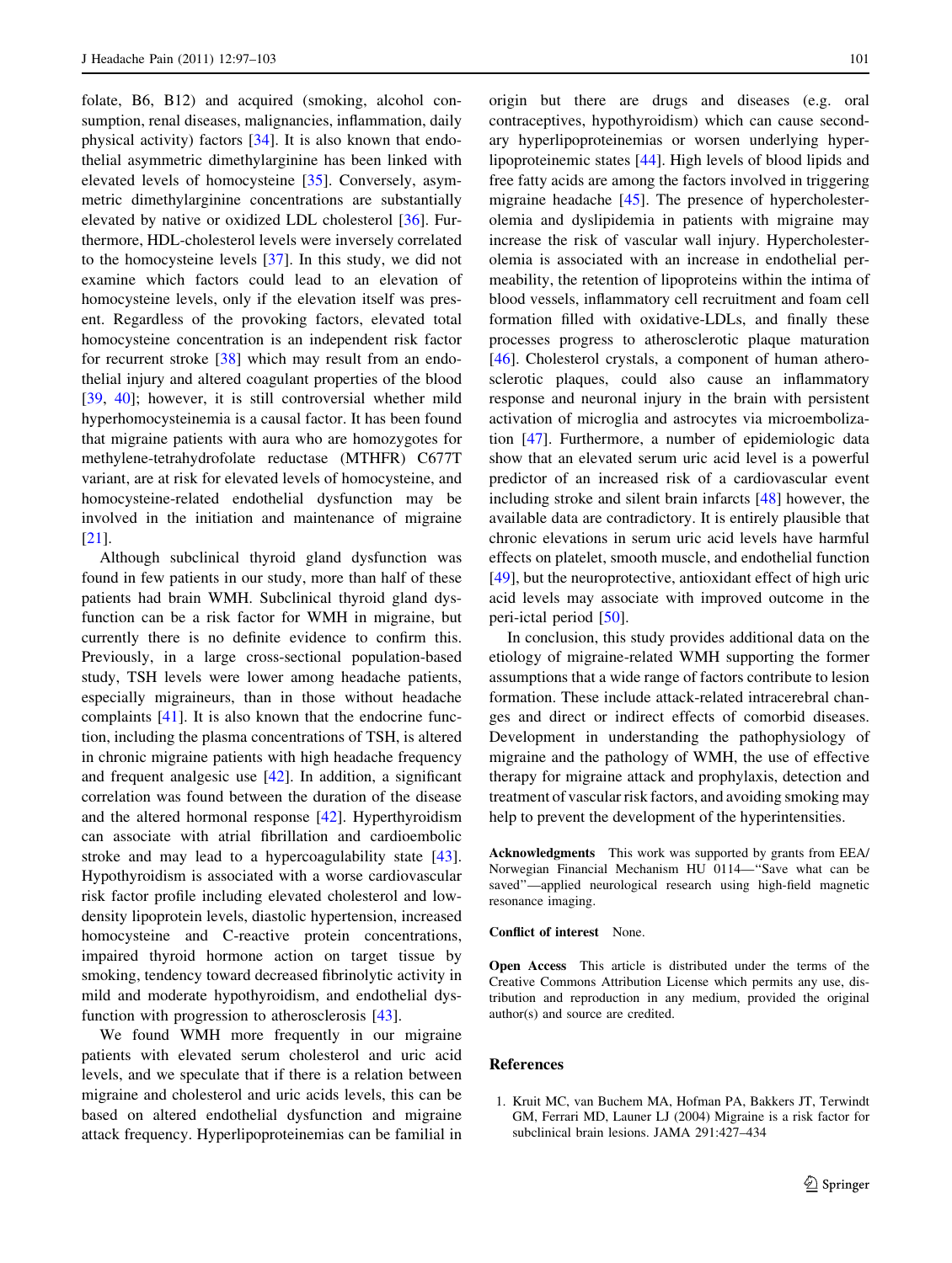folate, B6, B12) and acquired (smoking, alcohol consumption, renal diseases, malignancies, inflammation, daily physical activity) factors [34]. It is also known that endothelial asymmetric dimethylarginine has been linked with elevated levels of homocysteine [35]. Conversely, asymmetric dimethylarginine concentrations are substantially elevated by native or oxidized LDL cholesterol [36]. Furthermore, HDL-cholesterol levels were inversely correlated to the homocysteine levels [37]. In this study, we did not examine which factors could lead to an elevation of homocysteine levels, only if the elevation itself was present. Regardless of the provoking factors, elevated total homocysteine concentration is an independent risk factor for recurrent stroke [38] which may result from an endothelial injury and altered coagulant properties of the blood [39, 40]; however, it is still controversial whether mild hyperhomocysteinemia is a causal factor. It has been found that migraine patients with aura who are homozygotes for methylene-tetrahydrofolate reductase (MTHFR) C677T variant, are at risk for elevated levels of homocysteine, and homocysteine-related endothelial dysfunction may be involved in the initiation and maintenance of migraine [21].

Although subclinical thyroid gland dysfunction was found in few patients in our study, more than half of these patients had brain WMH. Subclinical thyroid gland dysfunction can be a risk factor for WMH in migraine, but currently there is no definite evidence to confirm this. Previously, in a large cross-sectional population-based study, TSH levels were lower among headache patients, especially migraineurs, than in those without headache complaints [41]. It is also known that the endocrine function, including the plasma concentrations of TSH, is altered in chronic migraine patients with high headache frequency and frequent analgesic use [42]. In addition, a significant correlation was found between the duration of the disease and the altered hormonal response [42]. Hyperthyroidism can associate with atrial fibrillation and cardioembolic stroke and may lead to a hypercoagulability state [43]. Hypothyroidism is associated with a worse cardiovascular risk factor profile including elevated cholesterol and low-density lipoprotein levels, diastolic hypertension, increased homocysteine and C-reactive protein concentrations, impaired thyroid hormone action on target tissue by smoking, tendency toward decreased fibrinolytic activity in mild and moderate hypothyroidism, and endothelial dysfunction with progression to atherosclerosis [43].

We found WMH more frequently in our migraine patients with elevated serum cholesterol and uric acid levels, and we speculate that if there is a relation between migraine and cholesterol and uric acids levels, this can be based on altered endothelial dysfunction and migraine attack frequency. Hyperlipoproteinemias can be familial in origin but there are drugs and diseases (e.g. oral contraceptives, hypothyroidism) which can cause secondary hyperlipoproteinemias or worsen underlying hyperlipoproteinemic states [44]. High levels of blood lipids and free fatty acids are among the factors involved in triggering migraine headache [45]. The presence of hypercholesterolemia and dyslipidemia in patients with migraine may increase the risk of vascular wall injury. Hypercholesterolemia is associated with an increase in endothelial permeability, the retention of lipoproteins within the intima of blood vessels, inflammatory cell recruitment and foam cell formation filled with oxidative-LDLs, and finally these processes progress to atherosclerotic plaque maturation [46]. Cholesterol crystals, a component of human atherosclerotic plaques, could also cause an inflammatory response and neuronal injury in the brain with persistent activation of microglia and astrocytes via microembolization [47]. Furthermore, a number of epidemiologic data show that an elevated serum uric acid level is a powerful predictor of an increased risk of a cardiovascular event including stroke and silent brain infarcts [48] however, the available data are contradictory. It is entirely plausible that chronic elevations in serum uric acid levels have harmful effects on platelet, smooth muscle, and endothelial function [49], but the neuroprotective, antioxidant effect of high uric acid levels may associate with improved outcome in the peri-ictal period [50].

In conclusion, this study provides additional data on the etiology of migraine-related WMH supporting the former assumptions that a wide range of factors contribute to lesion formation. These include attack-related intracerebral changes and direct or indirect effects of comorbid diseases. Development in understanding the pathophysiology of migraine and the pathology of WMH, the use of effective therapy for migraine attack and prophylaxis, detection and treatment of vascular risk factors, and avoiding smoking may help to prevent the development of the hyperintensities.

**Acknowledgments** This work was supported by grants from EEA/Norwegian Financial Mechanism HU 0114—"Save what can be saved"—applied neurological research using high-field magnetic resonance imaging.

**Conflict of interest** None.

**Open Access** This article is distributed under the terms of the Creative Commons Attribution License which permits any use, distribution and reproduction in any medium, provided the original author(s) and source are credited.

## References

1. Kruit MC, van Buchem MA, Hofman PA, Bakkers JT, Terwindt GM, Ferrari MD, Launer LJ (2004) Migraine is a risk factor for subclinical brain lesions. JAMA 291:427–434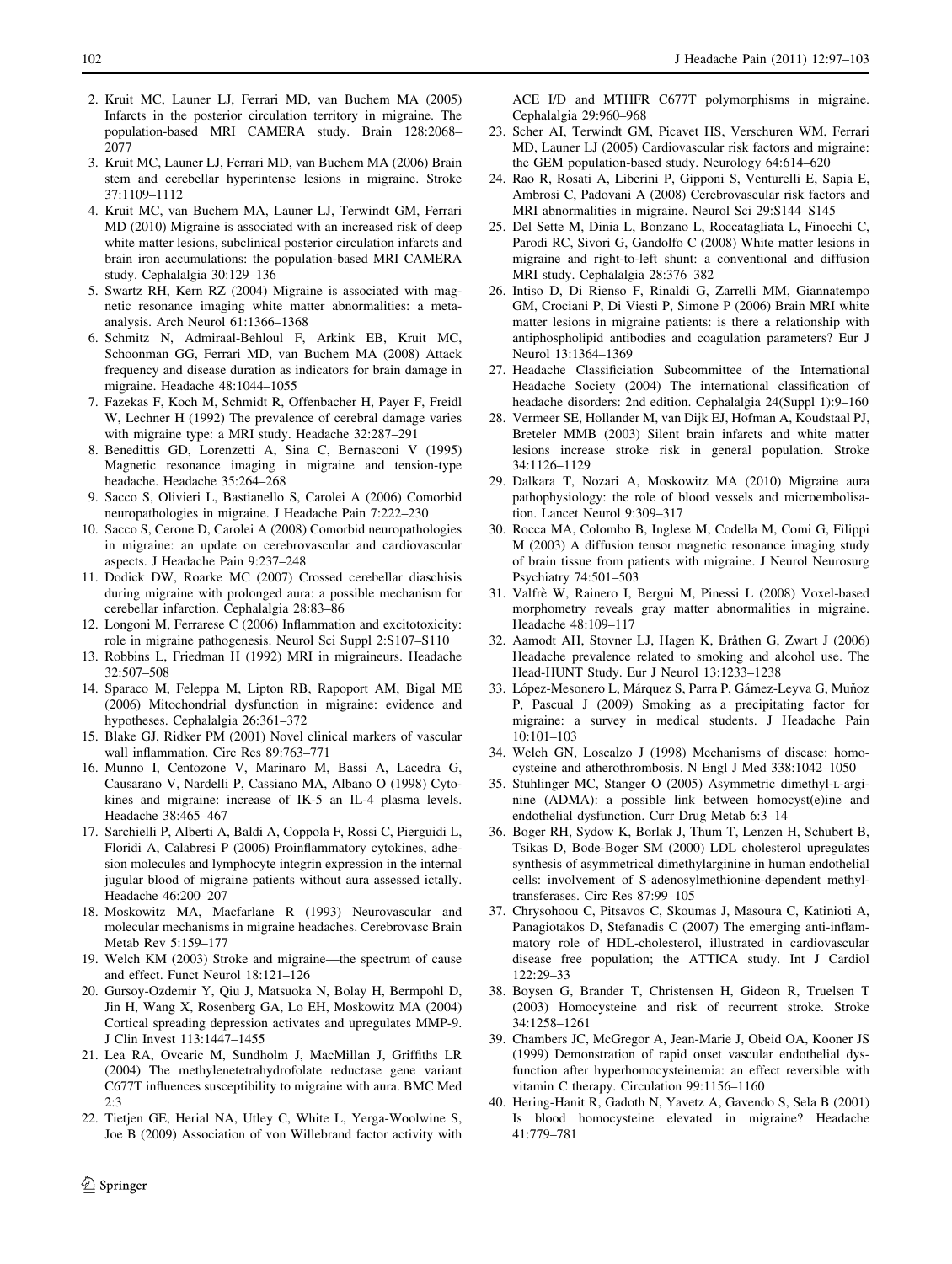2. Kruit MC, Launer LJ, Ferrari MD, van Buchem MA (2005) Infarcts in the posterior circulation territory in migraine. The population-based MRI CAMERA study. Brain 128:2068–2077
3. Kruit MC, Launer LJ, Ferrari MD, van Buchem MA (2006) Brain stem and cerebellar hyperintense lesions in migraine. Stroke 37:1109–1112
4. Kruit MC, van Buchem MA, Launer LJ, Terwindt GM, Ferrari MD (2010) Migraine is associated with an increased risk of deep white matter lesions, subclinical posterior circulation infarcts and brain iron accumulations: the population-based MRI CAMERA study. Cephalalgia 30:129–136
5. Swartz RH, Kern RZ (2004) Migraine is associated with magnetic resonance imaging white matter abnormalities: a meta-analysis. Arch Neurol 61:1366–1368
6. Schmitz N, Admiraal-Behloul F, Arkink EB, Kruit MC, Schoonman GG, Ferrari MD, van Buchem MA (2008) Attack frequency and disease duration as indicators for brain damage in migraine. Headache 48:1044–1055
7. Fazekas F, Koch M, Schmidt R, Offenbacher H, Payer F, Freidl W, Lechner H (1992) The prevalence of cerebral damage varies with migraine type: a MRI study. Headache 32:287–291
8. Benedittis GD, Lorenzetti A, Sina C, Bernasconi V (1995) Magnetic resonance imaging in migraine and tension-type headache. Headache 35:264–268
9. Sacco S, Olivieri L, Bastianello S, Carolei A (2006) Comorbid neuropathologies in migraine. J Headache Pain 7:222–230
10. Sacco S, Cerone D, Carolei A (2008) Comorbid neuropathologies in migraine: an update on cerebrovascular and cardiovascular aspects. J Headache Pain 9:237–248
11. Dodick DW, Roarke MC (2007) Crossed cerebellar diaschisis during migraine with prolonged aura: a possible mechanism for cerebellar infarction. Cephalalgia 28:83–86
12. Longoni M, Ferrarese C (2006) Inflammation and excitotoxicity: role in migraine pathogenesis. Neurol Sci Suppl 2:S107–S110
13. Robbins L, Friedman H (1992) MRI in migraineurs. Headache 32:507–508
14. Sparaco M, Feleppa M, Lipton RB, Rapoport AM, Bigal ME (2006) Mitochondrial dysfunction in migraine: evidence and hypotheses. Cephalalgia 26:361–372
15. Blake GJ, Ridker PM (2001) Novel clinical markers of vascular wall inflammation. Circ Res 89:763–771
16. Munno I, Centozone V, Marinaro M, Bassi A, Lacedra G, Causarano V, Nardelli P, Cassiano MA, Albano O (1998) Cytokines and migraine: increase of IK-5 an IL-4 plasma levels. Headache 38:465–467
17. Sarchielli P, Alberti A, Baldi A, Coppola F, Rossi C, Pierguidi L, Floridi A, Calabresi P (2006) Proinflammatory cytokines, adhesion molecules and lymphocyte integrin expression in the internal jugular blood of migraine patients without aura assessed ictally. Headache 46:200–207
18. Moskowitz MA, Macfarlane R (1993) Neurovascular and molecular mechanisms in migraine headaches. Cerebrovasc Brain Metab Rev 5:159–177
19. Welch KM (2003) Stroke and migraine—the spectrum of cause and effect. Funct Neurol 18:121–126
20. Gursoy-Ozdemir Y, Qiu J, Matsuoka N, Bolay H, Bermpohl D, Jin H, Wang X, Rosenberg GA, Lo EH, Moskowitz MA (2004) Cortical spreading depression activates and upregulates MMP-9. J Clin Invest 113:1447–1455
21. Lea RA, Ovcaric M, Sundholm J, MacMillan J, Griffiths LR (2004) The methylenetetrahydrofolate reductase gene variant C677T influences susceptibility to migraine with aura. BMC Med 2:3
22. Tietjen GE, Herial NA, Utley C, White L, Yerga-Woolwine S, Joe B (2009) Association of von Willebrand factor activity with ACE I/D and MTHFR C677T polymorphisms in migraine. Cephalalgia 29:960–968
23. Scher AI, Terwindt GM, Picavet HS, Verschuren WM, Ferrari MD, Launer LJ (2005) Cardiovascular risk factors and migraine: the GEM population-based study. Neurology 64:614–620
24. Rao R, Rosati A, Liberini P, Gipponi S, Venturelli E, Sapia E, Ambrosi C, Padovani A (2008) Cerebrovascular risk factors and MRI abnormalities in migraine. Neurol Sci 29:S144–S145
25. Del Sette M, Dinia L, Bonzano L, Roccatagliata L, Finocchi C, Parodi RC, Sivori G, Gandolfo C (2008) White matter lesions in migraine and right-to-left shunt: a conventional and diffusion MRI study. Cephalalgia 28:376–382
26. Intiso D, Di Rienso F, Rinaldi G, Zarrelli MM, Giannatempo GM, Crociani P, Di Viesti P, Simone P (2006) Brain MRI white matter lesions in migraine patients: is there a relationship with antiphospholipid antibodies and coagulation parameters? Eur J Neurol 13:1364–1369
27. Headache Classificiation Subcommittee of the International Headache Society (2004) The international classification of headache disorders: 2nd edition. Cephalalgia 24(Suppl 1):9–160
28. Vermeer SE, Hollander M, van Dijk EJ, Hofman A, Koudstaal PJ, Breteler MMB (2003) Silent brain infarcts and white matter lesions increase stroke risk in general population. Stroke 34:1126–1129
29. Dalkara T, Nozari A, Moskowitz MA (2010) Migraine aura pathophysiology: the role of blood vessels and microembolisation. Lancet Neurol 9:309–317
30. Rocca MA, Colombo B, Inglese M, Codella M, Comi G, Filippi M (2003) A diffusion tensor magnetic resonance imaging study of brain tissue from patients with migraine. J Neurol Neurosurg Psychiatry 74:501–503
31. Valfrè W, Rainero I, Bergui M, Pinessi L (2008) Voxel-based morphometry reveals gray matter abnormalities in migraine. Headache 48:109–117
32. Aamodt AH, Stovner LJ, Hagen K, Bråthen G, Zwart J (2006) Headache prevalence related to smoking and alcohol use. The Head-HUNT Study. Eur J Neurol 13:1233–1238
33. López-Mesonero L, Márquez S, Parra P, Gámez-Leyva G, Muñoz P, Pascual J (2009) Smoking as a precipitating factor for migraine: a survey in medical students. J Headache Pain 10:101–103
34. Welch GN, Loscalzo J (1998) Mechanisms of disease: homocysteine and atherothrombosis. N Engl J Med 338:1042–1050
35. Stuhlinger MC, Stanger O (2005) Asymmetric dimethyl-L-arginine (ADMA): a possible link between homocyst(e)ine and endothelial dysfunction. Curr Drug Metab 6:3–14
36. Boger RH, Sydow K, Borlak J, Thum T, Lenzen H, Schubert B, Tsikas D, Bode-Boger SM (2000) LDL cholesterol upregulates synthesis of asymmetrical dimethylarginine in human endothelial cells: involvement of S-adenosylmethionine-dependent methyltransferases. Circ Res 87:99–105
37. Chrysohoou C, Pitsavos C, Skoumas J, Masoura C, Katinioti A, Panagiotakos D, Stefanadis C (2007) The emerging anti-inflammatory role of HDL-cholesterol, illustrated in cardiovascular disease free population; the ATTICA study. Int J Cardiol 122:29–33
38. Boysen G, Brander T, Christensen H, Gideon R, Truelsen T (2003) Homocysteine and risk of recurrent stroke. Stroke 34:1258–1261
39. Chambers JC, McGregor A, Jean-Marie J, Obeid OA, Kooner JS (1999) Demonstration of rapid onset vascular endothelial dysfunction after hyperhomocysteinemia: an effect reversible with vitamin C therapy. Circulation 99:1156–1160
40. Hering-Hanit R, Gadoth N, Yavetz A, Gavendo S, Sela B (2001) Is blood homocysteine elevated in migraine? Headache 41:779–781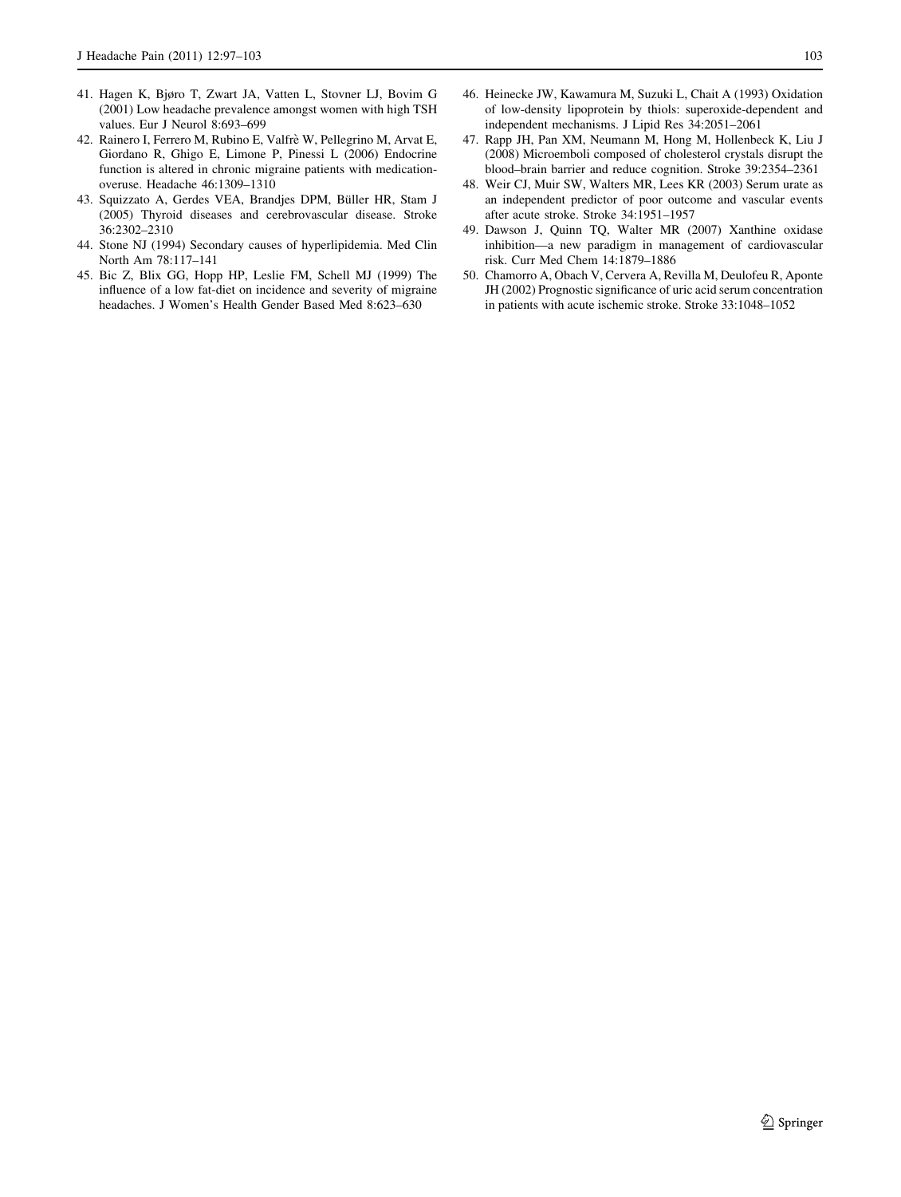41. Hagen K, Bjøro T, Zwart JA, Vatten L, Stovner LJ, Bovim G (2001) Low headache prevalence amongst women with high TSH values. Eur J Neurol 8:693–699
42. Rainero I, Ferrero M, Rubino E, Valfrè W, Pellegrino M, Arvat E, Giordano R, Ghigo E, Limone P, Pinessi L (2006) Endocrine function is altered in chronic migraine patients with medication-overuse. Headache 46:1309–1310
43. Squizzato A, Gerdes VEA, Brandjes DPM, Büller HR, Stam J (2005) Thyroid diseases and cerebrovascular disease. Stroke 36:2302–2310
44. Stone NJ (1994) Secondary causes of hyperlipidemia. Med Clin North Am 78:117–141
45. Bic Z, Blix GG, Hopp HP, Leslie FM, Schell MJ (1999) The influence of a low fat-diet on incidence and severity of migraine headaches. J Women's Health Gender Based Med 8:623–630
46. Heinecke JW, Kawamura M, Suzuki L, Chait A (1993) Oxidation of low-density lipoprotein by thiols: superoxide-dependent and independent mechanisms. J Lipid Res 34:2051–2061
47. Rapp JH, Pan XM, Neumann M, Hong M, Hollenbeck K, Liu J (2008) Microemboli composed of cholesterol crystals disrupt the blood–brain barrier and reduce cognition. Stroke 39:2354–2361
48. Weir CJ, Muir SW, Walters MR, Lees KR (2003) Serum urate as an independent predictor of poor outcome and vascular events after acute stroke. Stroke 34:1951–1957
49. Dawson J, Quinn TQ, Walter MR (2007) Xanthine oxidase inhibition—a new paradigm in management of cardiovascular risk. Curr Med Chem 14:1879–1886
50. Chamorro A, Obach V, Cervera A, Revilla M, Deulofeu R, Aponte JH (2002) Prognostic significance of uric acid serum concentration in patients with acute ischemic stroke. Stroke 33:1048–1052